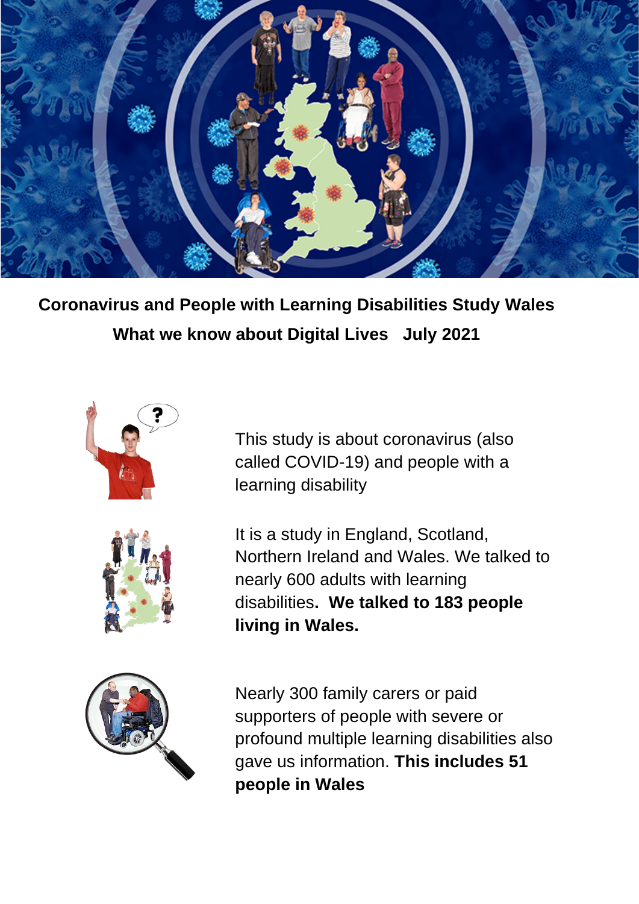# Coronavirus and People with Learning Disabilities Study Wales

## What we know about Digital Lives July 2021

This study is about coronavirus (also called COVID-19) and people with a learning disability

It is a study in England, Scotland, Northern Ireland and Wales. We talked to nearly 600 adults with learning disabilities**. We talked to 183 people living in Wales.**

Nearly 300 family carers or paid supporters of people with severe or profound multiple learning disabilities also gave us information. **This includes 51 people in Wales**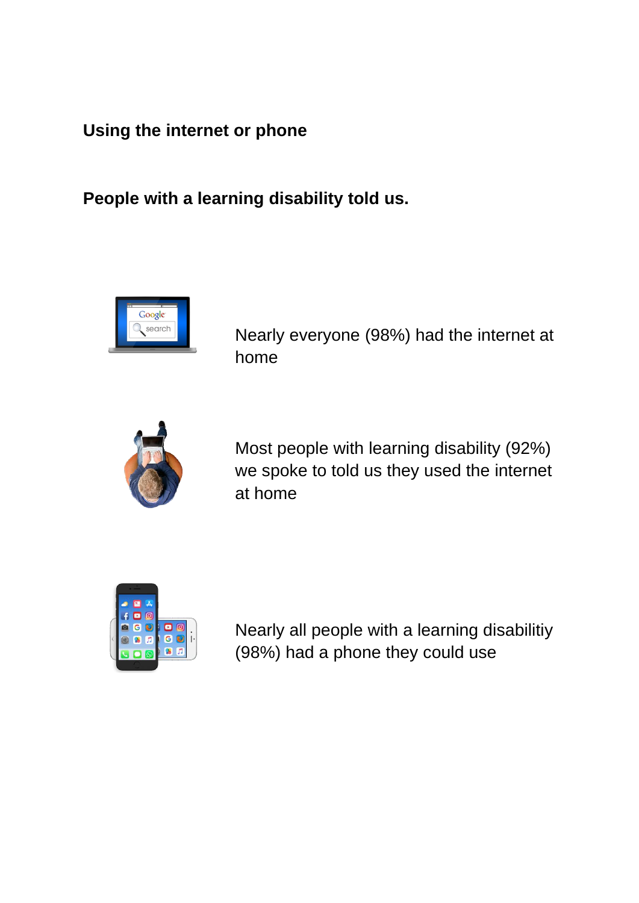## Using the internet or phone

**People with a learning disability told us.**

Nearly everyone (98%) had the internet at home

Most people with learning disability (92%) we spoke to told us they used the internet at home

Nearly all people with a learning disabilitiy (98%) had a phone they could use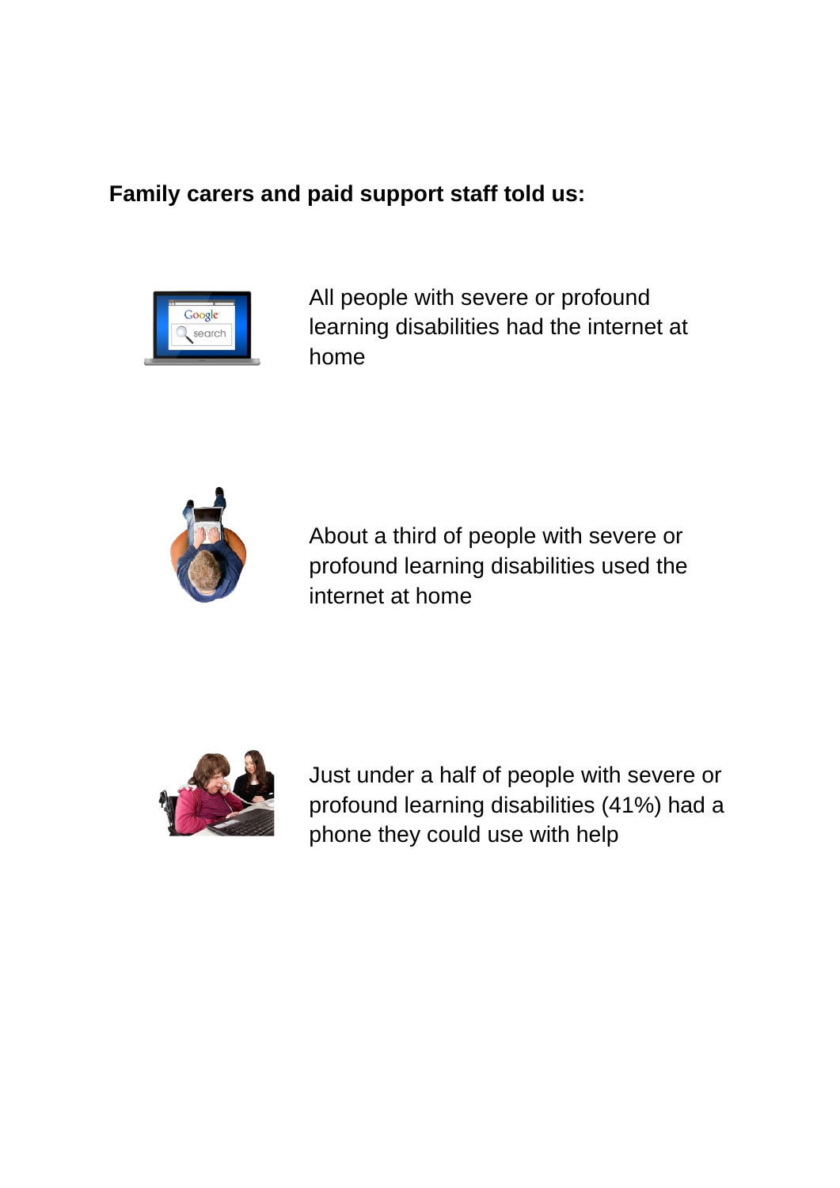**Family carers and paid support staff told us:**

All people with severe or profound learning disabilities had the internet at home

About a third of people with severe or profound learning disabilities used the internet at home

Just under a half of people with severe or profound learning disabilities (41%) had a phone they could use with help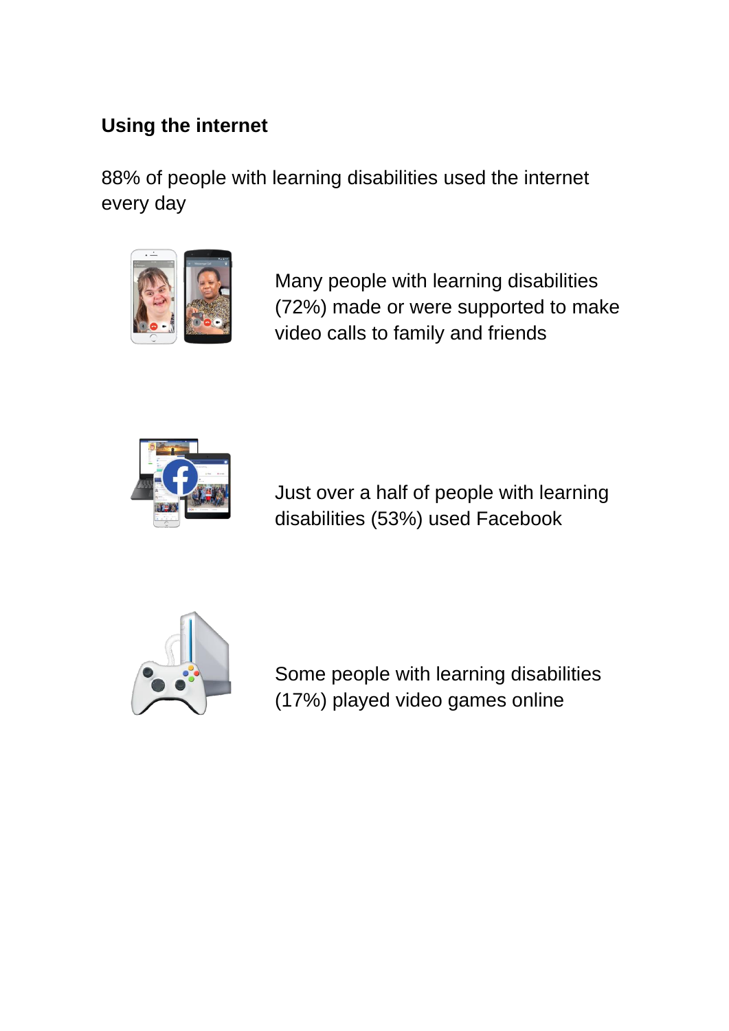## Using the internet

88% of people with learning disabilities used the internet every day

Many people with learning disabilities (72%) made or were supported to make video calls to family and friends

Just over a half of people with learning disabilities (53%) used Facebook

Some people with learning disabilities (17%) played video games online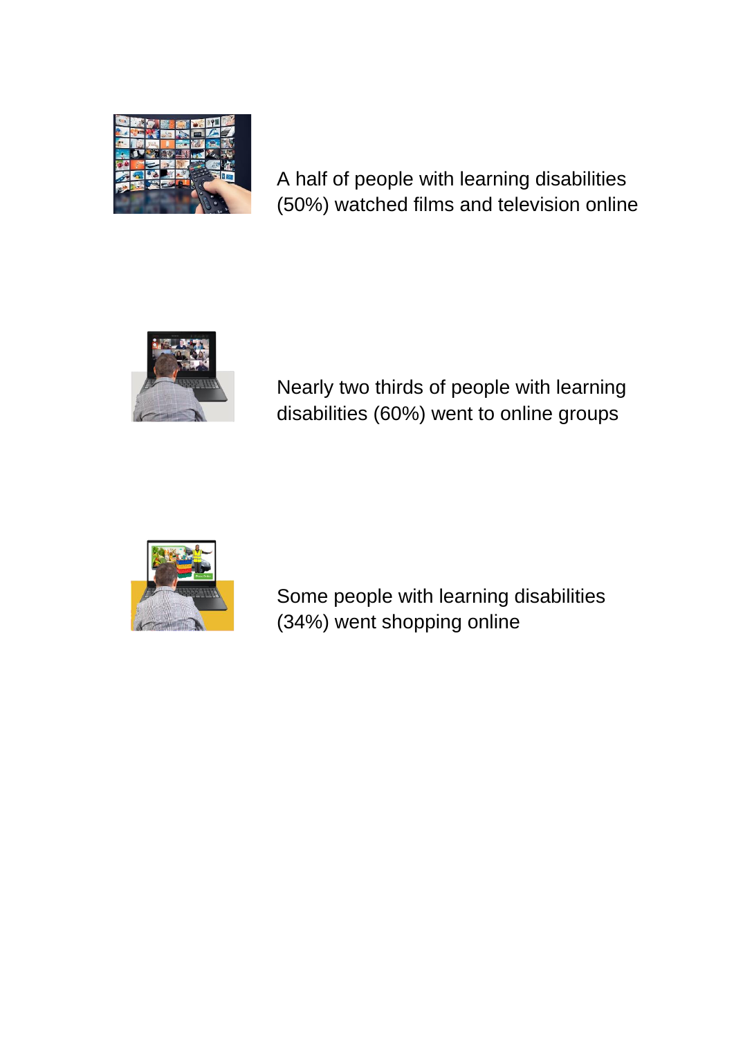A half of people with learning disabilities (50%) watched films and television online

Nearly two thirds of people with learning disabilities (60%) went to online groups

Some people with learning disabilities (34%) went shopping online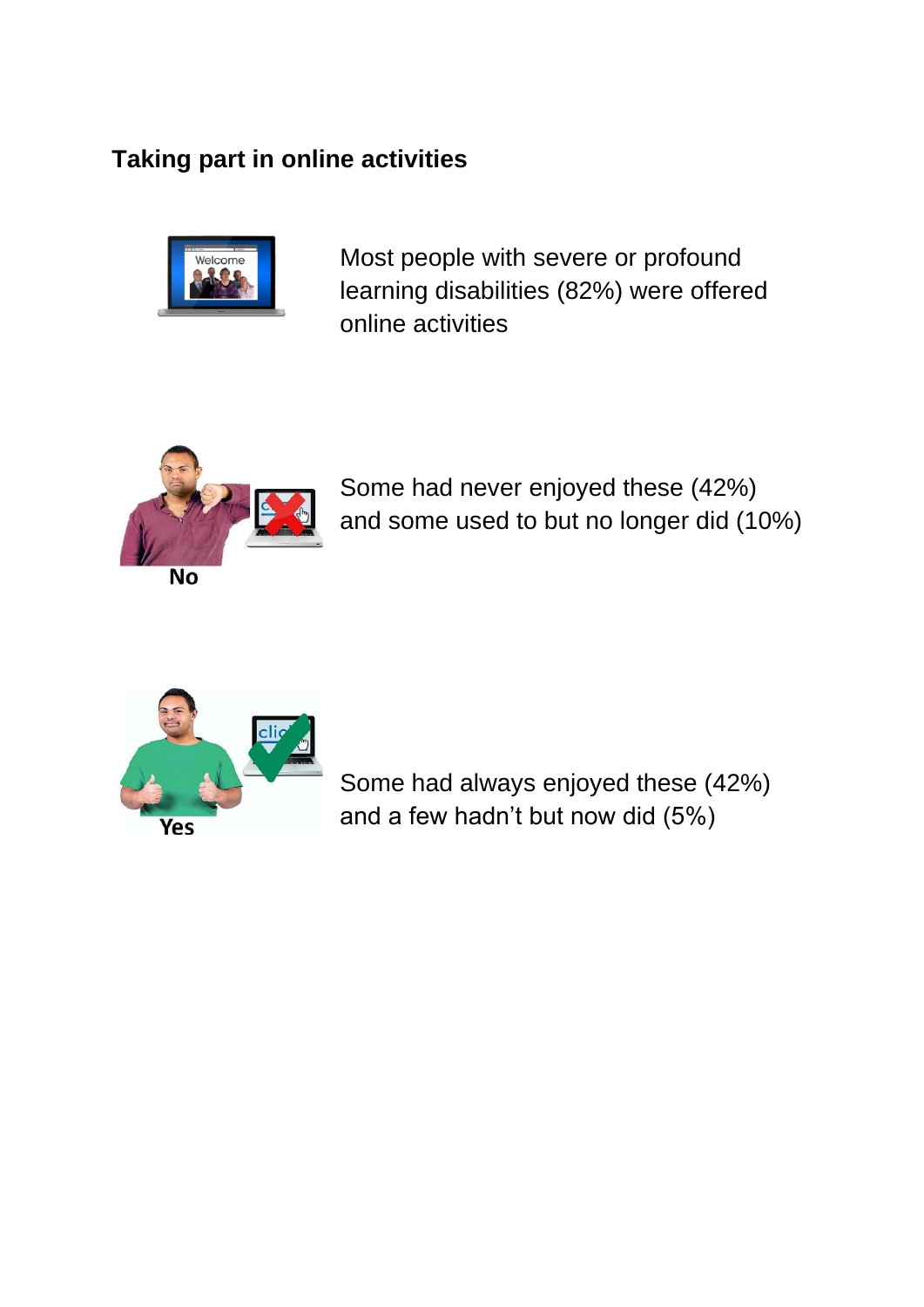**Taking part in online activities**

Most people with severe or profound learning disabilities (82%) were offered online activities

No

Some had never enjoyed these (42%) and some used to but no longer did (10%)

Yes

Some had always enjoyed these (42%) and a few hadn't but now did (5%)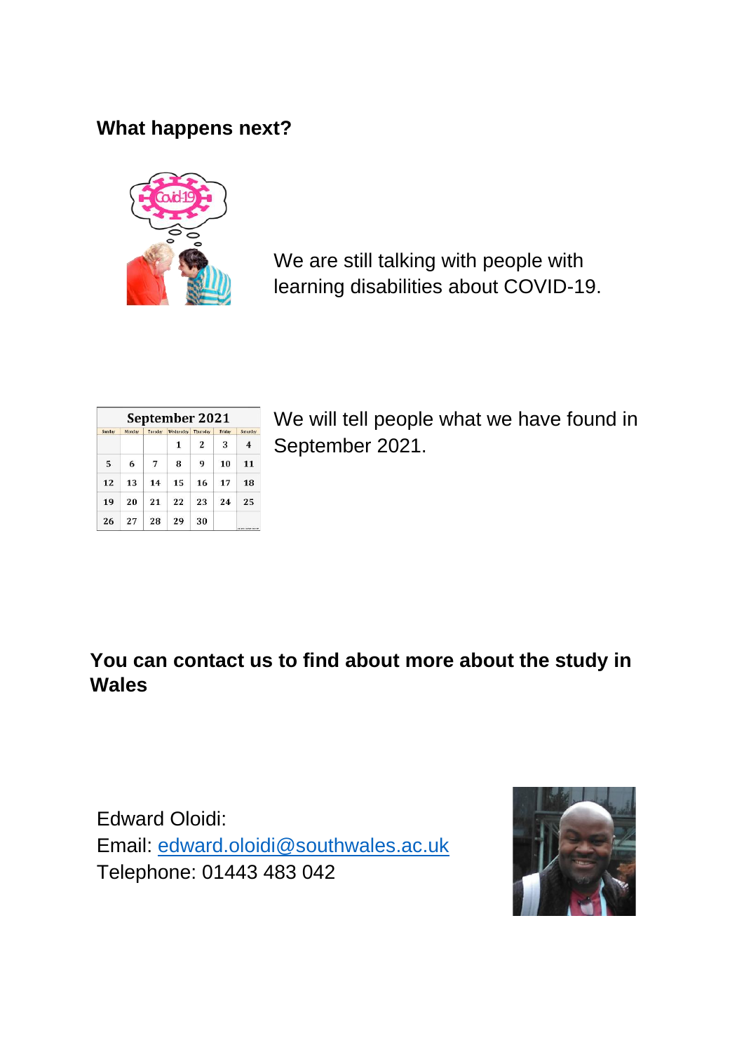**What happens next?**

We are still talking with people with learning disabilities about COVID-19.

We will tell people what we have found in September 2021.

**You can contact us to find about more about the study in Wales**

Edward Oloidi:
Email: edward.oloidi@southwales.ac.uk
Telephone: 01443 483 042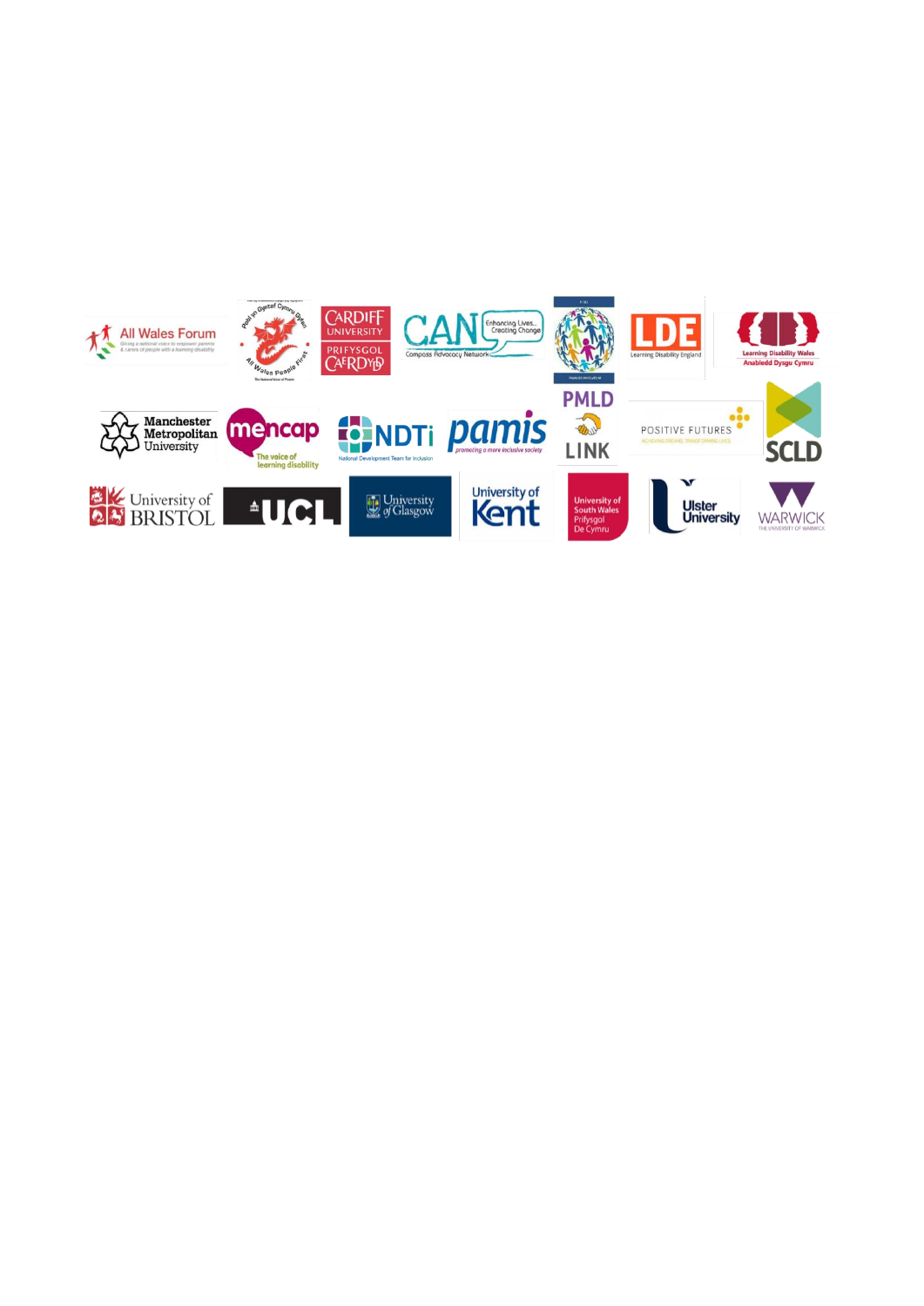All Wales Forum

Giving a national voice to empower parents & carers of people with a learning disability

Pobl yn Gyntaf Cymru Gyfan

All Wales People First

The National Voice of People

Cardiff University

Prifysgol Caerdydd

CAN

Enhancing Lives... Creating Change

Compass Advocacy Network

PMLD LINK

LDE

Learning Disability England

Learning Disability Wales

Anabledd Dysgu Cymru

Manchester Metropolitan University

mencap

The voice of learning disability

NDTi

National Development Team for Inclusion

pamis

promoting a more inclusive society

POSITIVE FUTURES

ACHIEVING DREAMS, TRANSFORMING LIVES

SCLD

University of BRISTOL

UCL

University of Glasgow

University of Kent

University of South Wales

Prifysgol De Cymru

Ulster University

WARWICK

THE UNIVERSITY OF WARWICK